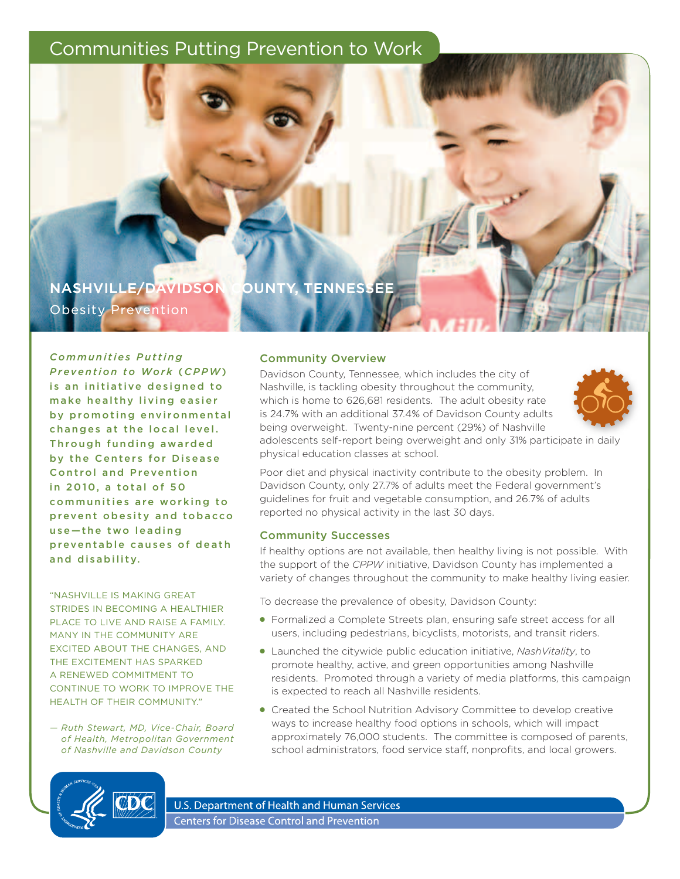# Communities Putting Prevention to Work

## NASHVILLE/DAVIDSON COUNTY, TENNESSEE

Obesity Prevention

***Communities Putting Prevention to Work (CPPW)*** **is an initiative designed to make healthy living easier by promoting environmental changes at the local level. Through funding awarded by the Centers for Disease Control and Prevention in 2010, a total of 50 communities are working to prevent obesity and tobacco use—the two leading preventable causes of death and disability.**

"NASHVILLE IS MAKING GREAT STRIDES IN BECOMING A HEALTHIER PLACE TO LIVE AND RAISE A FAMILY. MANY IN THE COMMUNITY ARE EXCITED ABOUT THE CHANGES, AND THE EXCITEMENT HAS SPARKED A RENEWED COMMITMENT TO CONTINUE TO WORK TO IMPROVE THE HEALTH OF THEIR COMMUNITY."

*— Ruth Stewart, MD, Vice-Chair, Board of Health, Metropolitan Government of Nashville and Davidson County*

### Community Overview

Davidson County, Tennessee, which includes the city of Nashville, is tackling obesity throughout the community, which is home to 626,681 residents. The adult obesity rate is 24.7% with an additional 37.4% of Davidson County adults being overweight. Twenty-nine percent (29%) of Nashville adolescents self-report being overweight and only 31% participate in daily physical education classes at school.

Poor diet and physical inactivity contribute to the obesity problem. In Davidson County, only 27.7% of adults meet the Federal government's guidelines for fruit and vegetable consumption, and 26.7% of adults reported no physical activity in the last 30 days.

### Community Successes

If healthy options are not available, then healthy living is not possible. With the support of the *CPPW* initiative, Davidson County has implemented a variety of changes throughout the community to make healthy living easier.

To decrease the prevalence of obesity, Davidson County:

- Formalized a Complete Streets plan, ensuring safe street access for all users, including pedestrians, bicyclists, motorists, and transit riders.
- Launched the citywide public education initiative, *NashVitality*, to promote healthy, active, and green opportunities among Nashville residents. Promoted through a variety of media platforms, this campaign is expected to reach all Nashville residents.
- Created the School Nutrition Advisory Committee to develop creative ways to increase healthy food options in schools, which will impact approximately 76,000 students. The committee is composed of parents, school administrators, food service staff, nonprofits, and local growers.

U.S. Department of Health and Human Services
Centers for Disease Control and Prevention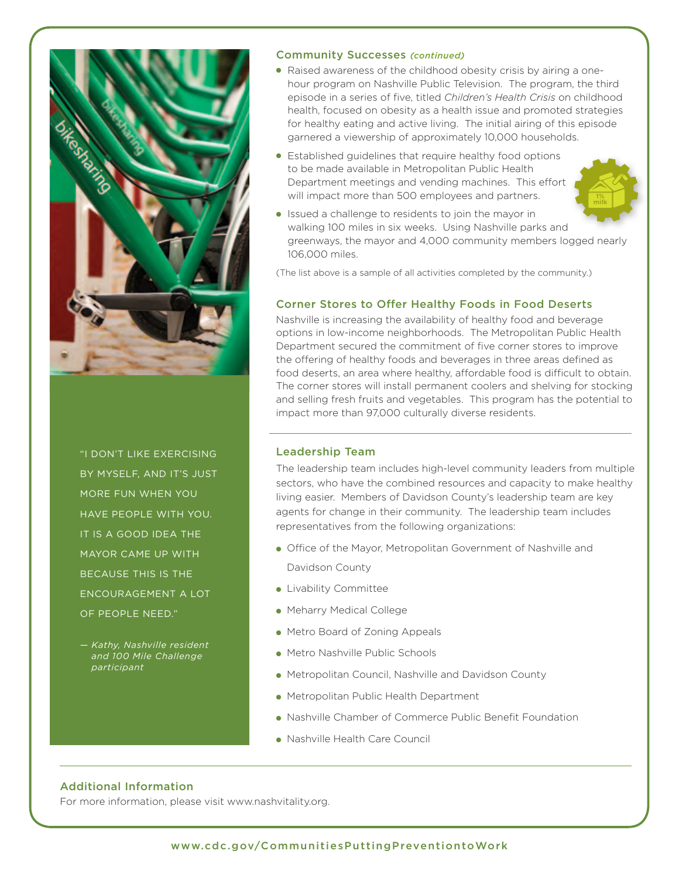## Community Successes *(continued)*

- Raised awareness of the childhood obesity crisis by airing a one-hour program on Nashville Public Television. The program, the third episode in a series of five, titled *Children's Health Crisis* on childhood health, focused on obesity as a health issue and promoted strategies for healthy eating and active living. The initial airing of this episode garnered a viewership of approximately 10,000 households.
- Established guidelines that require healthy food options to be made available in Metropolitan Public Health Department meetings and vending machines. This effort will impact more than 500 employees and partners.
- Issued a challenge to residents to join the mayor in walking 100 miles in six weeks. Using Nashville parks and greenways, the mayor and 4,000 community members logged nearly 106,000 miles.

(The list above is a sample of all activities completed by the community.)

## Corner Stores to Offer Healthy Foods in Food Deserts

Nashville is increasing the availability of healthy food and beverage options in low-income neighborhoods. The Metropolitan Public Health Department secured the commitment of five corner stores to improve the offering of healthy foods and beverages in three areas defined as food deserts, an area where healthy, affordable food is difficult to obtain. The corner stores will install permanent coolers and shelving for stocking and selling fresh fruits and vegetables. This program has the potential to impact more than 97,000 culturally diverse residents.

"I DON'T LIKE EXERCISING BY MYSELF, AND IT'S JUST MORE FUN WHEN YOU HAVE PEOPLE WITH YOU. IT IS A GOOD IDEA THE MAYOR CAME UP WITH BECAUSE THIS IS THE ENCOURAGEMENT A LOT OF PEOPLE NEED."

*— Kathy, Nashville resident and 100 Mile Challenge participant*

## Leadership Team

The leadership team includes high-level community leaders from multiple sectors, who have the combined resources and capacity to make healthy living easier. Members of Davidson County's leadership team are key agents for change in their community. The leadership team includes representatives from the following organizations:

- Office of the Mayor, Metropolitan Government of Nashville and Davidson County
- Livability Committee
- Meharry Medical College
- Metro Board of Zoning Appeals
- Metro Nashville Public Schools
- Metropolitan Council, Nashville and Davidson County
- Metropolitan Public Health Department
- Nashville Chamber of Commerce Public Benefit Foundation
- Nashville Health Care Council

## Additional Information

For more information, please visit www.nashvitality.org.